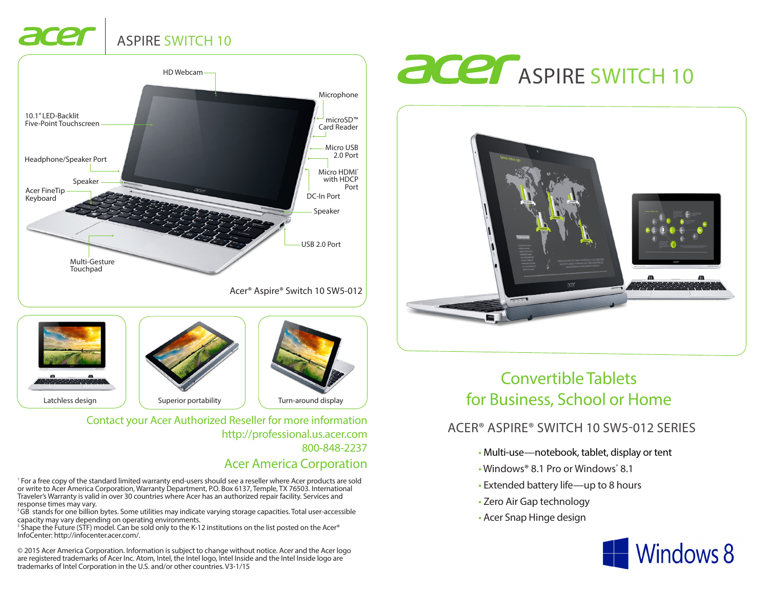# acer ASPIRE SWITCH 10

HD Webcam

Microphone

10.1" LED-Backlit Five-Point Touchscreen

microSD™ Card Reader

Micro USB 2.0 Port

Headphone/Speaker Port

Micro HDMI® with HDCP Port

Speaker

DC-In Port

Acer FineTip Keyboard

Speaker

USB 2.0 Port

Multi-Gesture Touchpad

Acer® Aspire® Switch 10 SW5-012

Latchless design

Superior portability

Turn-around display

## Contact your Acer Authorized Reseller for more information

http://professional.us.acer.com

800-848-2237

## Acer America Corporation

[1] For a free copy of the standard limited warranty end-users should see a reseller where Acer products are sold or write to Acer America Corporation, Warranty Department, P.O. Box 6137, Temple, TX 76503. International Traveler's Warranty is valid in over 30 countries where Acer has an authorized repair facility. Services and response times may vary.

[2] GB stands for one billion bytes. Some utilities may indicate varying storage capacities. Total user-accessible capacity may vary depending on operating environments.

[3] Shape the Future (STF) model. Can be sold only to the K-12 institutions on the list posted on the Acer® InfoCenter: http://infocenter.acer.com/.

© 2015 Acer America Corporation. Information is subject to change without notice. Acer and the Acer logo are registered trademarks of Acer Inc. Atom, Intel, the Intel logo, Intel Inside and the Intel Inside logo are trademarks of Intel Corporation in the U.S. and/or other countries. V3-1/15

# acer ASPIRE SWITCH 10

## Convertible Tablets for Business, School or Home

### ACER® ASPIRE® SWITCH 10 SW5-012 SERIES

- Multi-use—notebook, tablet, display or tent
- Windows® 8.1 Pro or Windows® 8.1
- Extended battery life—up to 8 hours
- Zero Air Gap technology
- Acer Snap Hinge design

Windows 8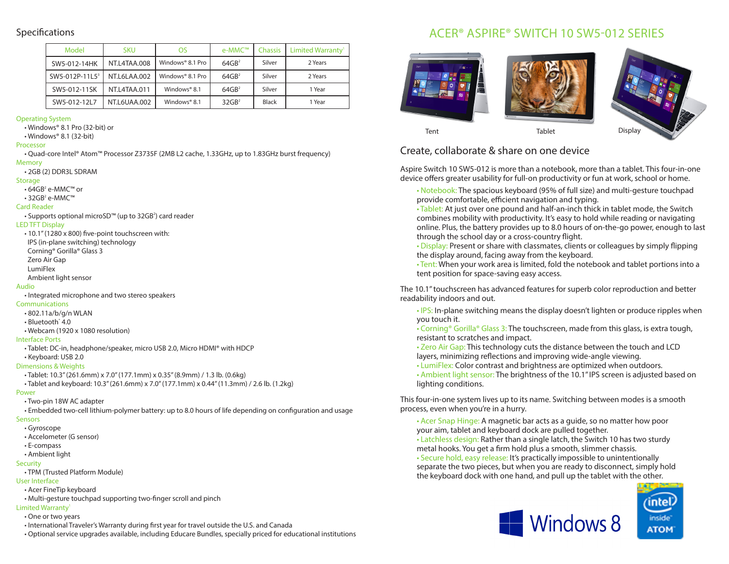## Specifications

| Model | SKU | OS | e-MMC™ | Chassis | Limited Warranty[1] |
|---|---|---|---|---|---|
| SW5-012-14HK | NT.L4TAA.008 | Windows® 8.1 Pro | 64GB[2] | Silver | 2 Years |
| SW5-012P-11L5[3] | NT.L6LAA.002 | Windows® 8.1 Pro | 64GB[2] | Silver | 2 Years |
| SW5-012-11SK | NT.L4TAA.011 | Windows® 8.1 | 64GB[2] | Silver | 1 Year |
| SW5-012-12L7 | NT.L6UAA.002 | Windows® 8.1 | 32GB[2] | Black | 1 Year |

**Operating System**
- Windows® 8.1 Pro (32-bit) or
- Windows® 8.1 (32-bit)

**Processor**
- Quad-core Intel® Atom™ Processor Z3735F (2MB L2 cache, 1.33GHz, up to 1.83GHz burst frequency)

**Memory**
- 2GB (2) DDR3L SDRAM

**Storage**
- 64GB[2] e-MMC™ or
- 32GB[2] e-MMC™

**Card Reader**
- Supports optional microSD™ (up to 32GB[2]) card reader

**LED TFT Display**
- 10.1" (1280 x 800) five-point touchscreen with:
  IPS (in-plane switching) technology
  Corning® Gorilla® Glass 3
  Zero Air Gap
  LumiFlex
  Ambient light sensor

**Audio**
- Integrated microphone and two stereo speakers

**Communications**
- 802.11a/b/g/n WLAN
- Bluetooth® 4.0
- Webcam (1920 x 1080 resolution)

**Interface Ports**
- Tablet: DC-in, headphone/speaker, micro USB 2.0, Micro HDMI® with HDCP
- Keyboard: USB 2.0

**Dimensions & Weights**
- Tablet: 10.3" (261.6mm) x 7.0" (177.1mm) x 0.35" (8.9mm) / 1.3 lb. (0.6kg)
- Tablet and keyboard: 10.3" (261.6mm) x 7.0" (177.1mm) x 0.44" (11.3mm) / 2.6 lb. (1.2kg)

**Power**
- Two-pin 18W AC adapter
- Embedded two-cell lithium-polymer battery: up to 8.0 hours of life depending on configuration and usage

**Sensors**
- Gyroscope
- Accelerometer (G sensor)
- E-compass
- Ambient light

**Security**
- TPM (Trusted Platform Module)

**User Interface**
- Acer FineTip keyboard
- Multi-gesture touchpad supporting two-finger scroll and pinch

**Limited Warranty[1]**
- One or two years
- International Traveler's Warranty during first year for travel outside the U.S. and Canada
- Optional service upgrades available, including Educare Bundles, specially priced for educational institutions

# ACER® ASPIRE® SWITCH 10 SW5-012 SERIES

Tent

Tablet

Display

## Create, collaborate & share on one device

Aspire Switch 10 SW5-012 is more than a notebook, more than a tablet. This four-in-one device offers greater usability for full-on productivity or fun at work, school or home.

- Notebook: The spacious keyboard (95% of full size) and multi-gesture touchpad provide comfortable, efficient navigation and typing.
- Tablet: At just over one pound and half-an-inch thick in tablet mode, the Switch combines mobility with productivity. It's easy to hold while reading or navigating online. Plus, the battery provides up to 8.0 hours of on-the-go power, enough to last through the school day or a cross-country flight.
- Display: Present or share with classmates, clients or colleagues by simply flipping the display around, facing away from the keyboard.
- Tent: When your work area is limited, fold the notebook and tablet portions into a tent position for space-saving easy access.

The 10.1" touchscreen has advanced features for superb color reproduction and better readability indoors and out.

- IPS: In-plane switching means the display doesn't lighten or produce ripples when you touch it.
- Corning® Gorilla® Glass 3: The touchscreen, made from this glass, is extra tough, resistant to scratches and impact.
- Zero Air Gap: This technology cuts the distance between the touch and LCD layers, minimizing reflections and improving wide-angle viewing.
- LumiFlex: Color contrast and brightness are optimized when outdoors.
- Ambient light sensor: The brightness of the 10.1" IPS screen is adjusted based on lighting conditions.

This four-in-one system lives up to its name. Switching between modes is a smooth process, even when you're in a hurry.

- Acer Snap Hinge: A magnetic bar acts as a guide, so no matter how poor your aim, tablet and keyboard dock are pulled together.
- Latchless design: Rather than a single latch, the Switch 10 has two sturdy metal hooks. You get a firm hold plus a smooth, slimmer chassis.
- Secure hold, easy release: It's practically impossible to unintentionally separate the two pieces, but when you are ready to disconnect, simply hold the keyboard dock with one hand, and pull up the tablet with the other.

Windows 8

intel inside ATOM